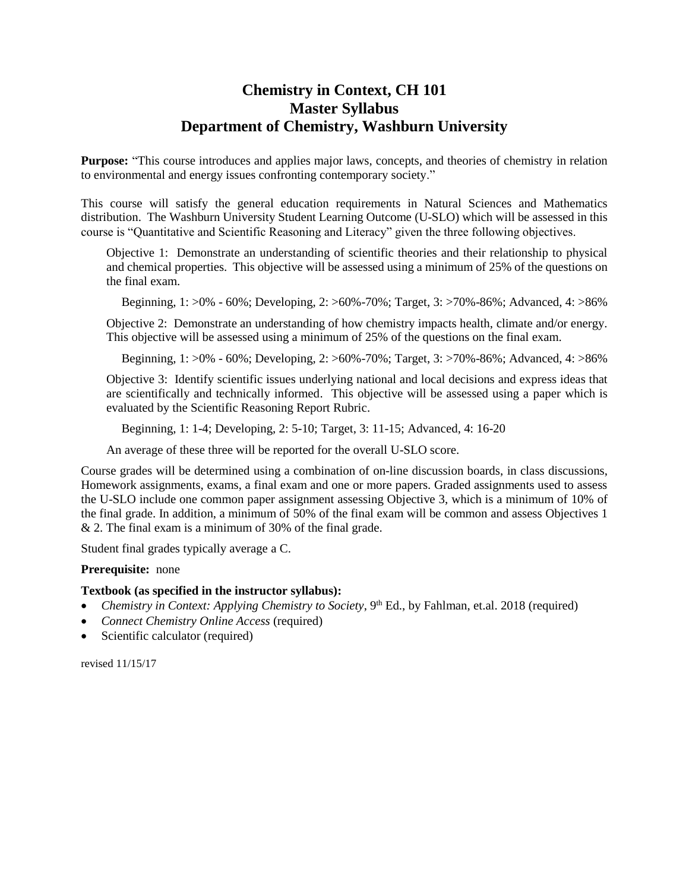# Chemistry in Context, CH 101
# Master Syllabus
# Department of Chemistry, Washburn University

**Purpose:** "This course introduces and applies major laws, concepts, and theories of chemistry in relation to environmental and energy issues confronting contemporary society."

This course will satisfy the general education requirements in Natural Sciences and Mathematics distribution. The Washburn University Student Learning Outcome (U-SLO) which will be assessed in this course is "Quantitative and Scientific Reasoning and Literacy" given the three following objectives.

Objective 1: Demonstrate an understanding of scientific theories and their relationship to physical and chemical properties. This objective will be assessed using a minimum of 25% of the questions on the final exam.

Beginning, 1: >0% - 60%; Developing, 2: >60%-70%; Target, 3: >70%-86%; Advanced, 4: >86%

Objective 2: Demonstrate an understanding of how chemistry impacts health, climate and/or energy. This objective will be assessed using a minimum of 25% of the questions on the final exam.

Beginning, 1: >0% - 60%; Developing, 2: >60%-70%; Target, 3: >70%-86%; Advanced, 4: >86%

Objective 3: Identify scientific issues underlying national and local decisions and express ideas that are scientifically and technically informed. This objective will be assessed using a paper which is evaluated by the Scientific Reasoning Report Rubric.

Beginning, 1: 1-4; Developing, 2: 5-10; Target, 3: 11-15; Advanced, 4: 16-20

An average of these three will be reported for the overall U-SLO score.

Course grades will be determined using a combination of on-line discussion boards, in class discussions, Homework assignments, exams, a final exam and one or more papers. Graded assignments used to assess the U-SLO include one common paper assignment assessing Objective 3, which is a minimum of 10% of the final grade. In addition, a minimum of 50% of the final exam will be common and assess Objectives 1 & 2. The final exam is a minimum of 30% of the final grade.

Student final grades typically average a C.

**Prerequisite:** none

**Textbook (as specified in the instructor syllabus):**

- *Chemistry in Context: Applying Chemistry to Society*, 9th Ed., by Fahlman, et.al. 2018 (required)
- *Connect Chemistry Online Access* (required)
- Scientific calculator (required)

revised 11/15/17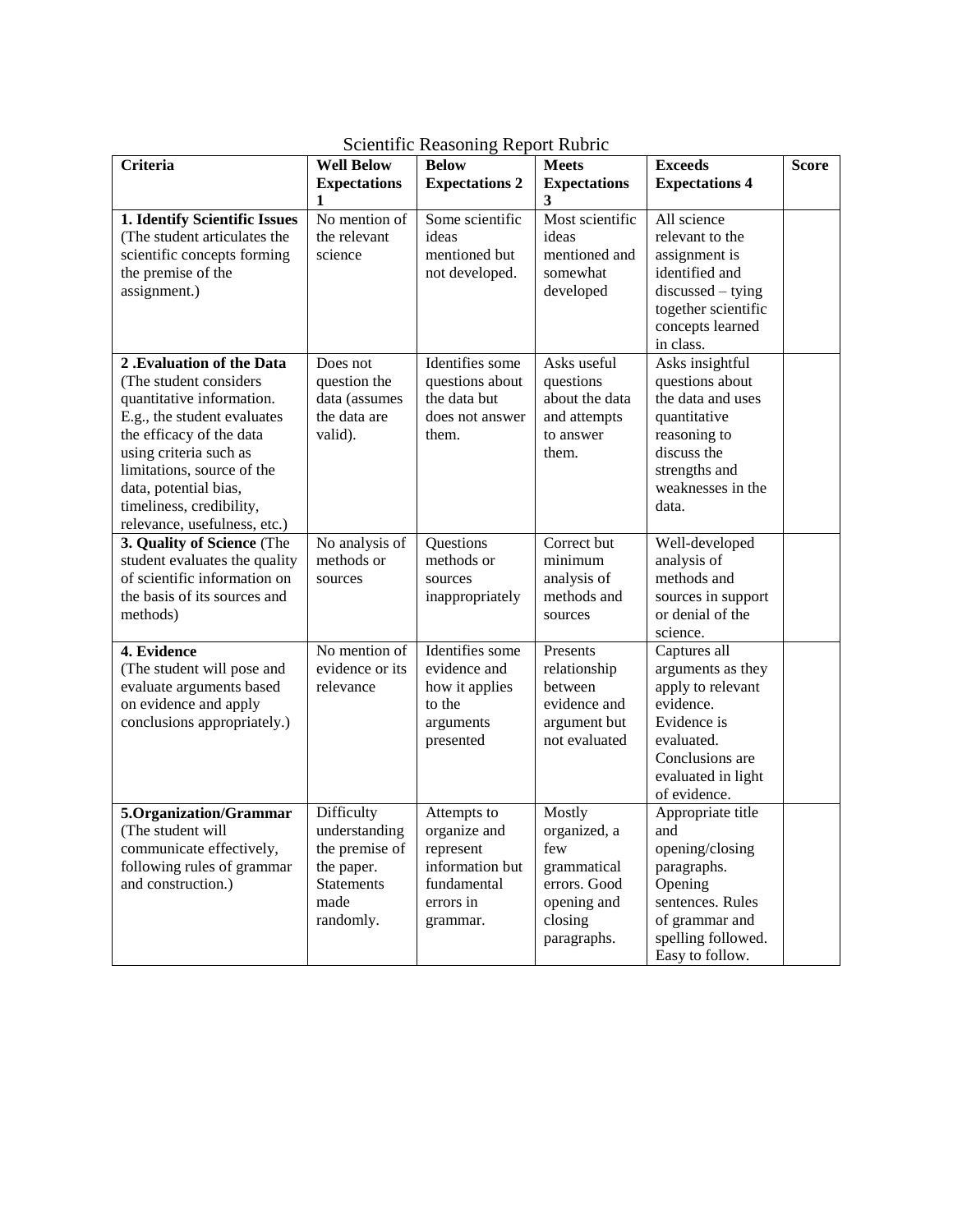# Scientific Reasoning Report Rubric

| Criteria | Well Below Expectations 1 | Below Expectations 2 | Meets Expectations 3 | Exceeds Expectations 4 | Score |
|---|---|---|---|---|---|
| **1. Identify Scientific Issues** (The student articulates the scientific concepts forming the premise of the assignment.) | No mention of the relevant science | Some scientific ideas mentioned but not developed. | Most scientific ideas mentioned and somewhat developed | All science relevant to the assignment is identified and discussed – tying together scientific concepts learned in class. | |
| **2 .Evaluation of the Data** (The student considers quantitative information. E.g., the student evaluates the efficacy of the data using criteria such as limitations, source of the data, potential bias, timeliness, credibility, relevance, usefulness, etc.) | Does not question the data (assumes the data are valid). | Identifies some questions about the data but does not answer them. | Asks useful questions about the data and attempts to answer them. | Asks insightful questions about the data and uses quantitative reasoning to discuss the strengths and weaknesses in the data. | |
| **3. Quality of Science** (The student evaluates the quality of scientific information on the basis of its sources and methods) | No analysis of methods or sources | Questions methods or sources inappropriately | Correct but minimum analysis of methods and sources | Well-developed analysis of methods and sources in support or denial of the science. | |
| **4. Evidence** (The student will pose and evaluate arguments based on evidence and apply conclusions appropriately.) | No mention of evidence or its relevance | Identifies some evidence and how it applies to the arguments presented | Presents relationship between evidence and argument but not evaluated | Captures all arguments as they apply to relevant evidence. Evidence is evaluated. Conclusions are evaluated in light of evidence. | |
| **5.Organization/Grammar** (The student will communicate effectively, following rules of grammar and construction.) | Difficulty understanding the premise of the paper. Statements made randomly. | Attempts to organize and represent information but fundamental errors in grammar. | Mostly organized, a few grammatical errors. Good opening and closing paragraphs. | Appropriate title and opening/closing paragraphs. Opening sentences. Rules of grammar and spelling followed. Easy to follow. | |